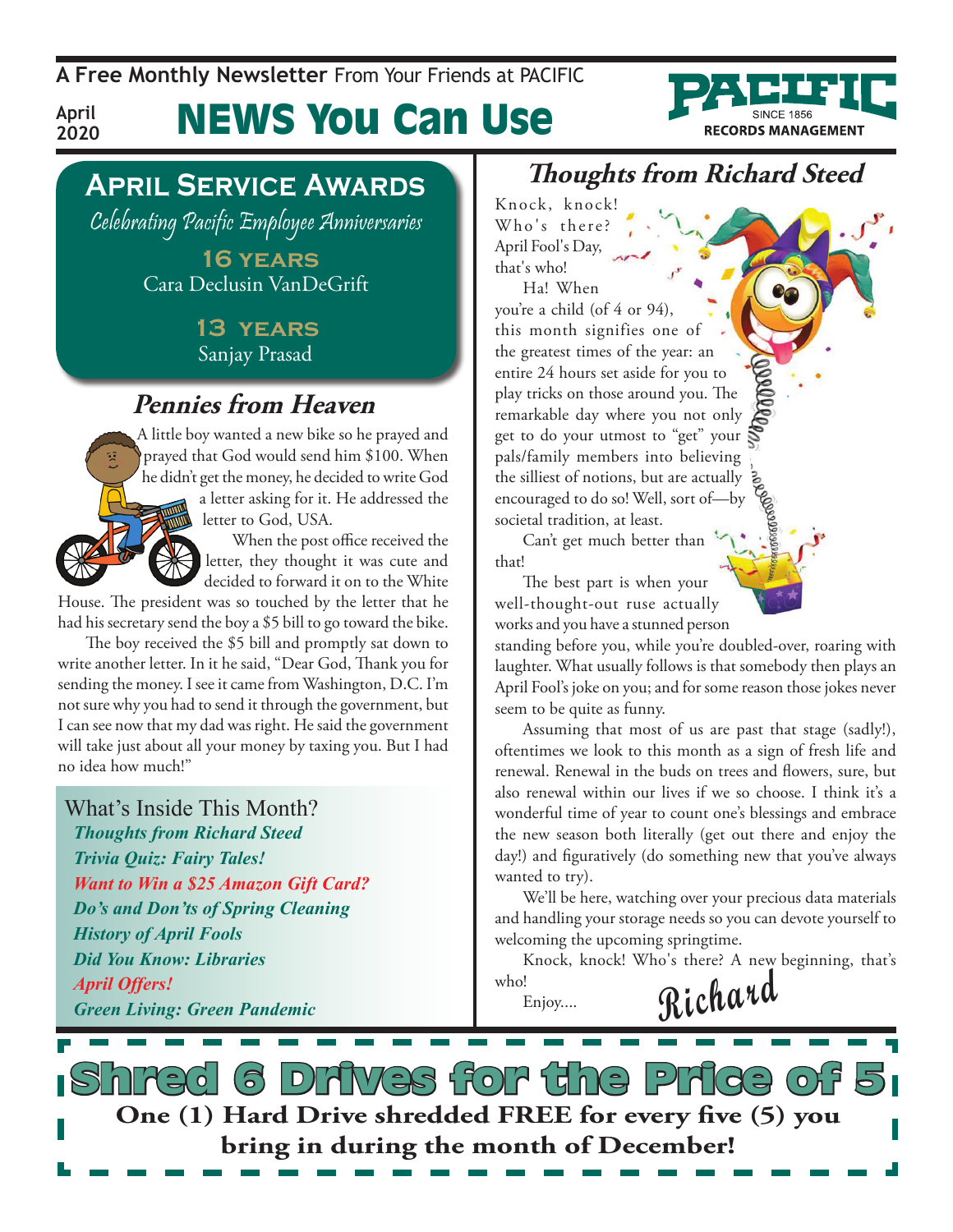A Free Monthly Newsletter From Your Friends at PACIFIC

April 2020

# NEWS You Can Use

PACIFIC SINCE 1856 RECORDS MANAGEMENT

## April Service Awards

*Celebrating Pacific Employee Anniversaries*

**16 years**
Cara Declusin VanDeGrift

**13 years**
Sanjay Prasad

## Pennies from Heaven

A little boy wanted a new bike so he prayed and prayed that God would send him $100. When he didn't get the money, he decided to write God a letter asking for it. He addressed the letter to God, USA.

When the post office received the letter, they thought it was cute and decided to forward it on to the White House. The president was so touched by the letter that he had his secretary send the boy a $5 bill to go toward the bike.

The boy received the $5 bill and promptly sat down to write another letter. In it he said, "Dear God, Thank you for sending the money. I see it came from Washington, D.C. I'm not sure why you had to send it through the government, but I can see now that my dad was right. He said the government will take just about all your money by taxing you. But I had no idea how much!"

### What's Inside This Month?

- *Thoughts from Richard Steed*
- *Trivia Quiz: Fairy Tales!*
- *Want to Win a $25 Amazon Gift Card?*
- *Do's and Don'ts of Spring Cleaning*
- *History of April Fools*
- *Did You Know: Libraries*
- *April Offers!*
- *Green Living: Green Pandemic*

## Thoughts from Richard Steed

Knock, knock! Who's there? April Fool's Day, that's who!

Ha! When you're a child (of 4 or 94), this month signifies one of the greatest times of the year: an entire 24 hours set aside for you to play tricks on those around you. The remarkable day where you not only get to do your utmost to "get" your pals/family members into believing the silliest of notions, but are actually encouraged to do so! Well, sort of—by societal tradition, at least.

Can't get much better than that!

The best part is when your well-thought-out ruse actually works and you have a stunned person standing before you, while you're doubled-over, roaring with laughter. What usually follows is that somebody then plays an April Fool's joke on you; and for some reason those jokes never seem to be quite as funny.

Assuming that most of us are past that stage (sadly!), oftentimes we look to this month as a sign of fresh life and renewal. Renewal in the buds on trees and flowers, sure, but also renewal within our lives if we so choose. I think it's a wonderful time of year to count one's blessings and embrace the new season both literally (get out there and enjoy the day!) and figuratively (do something new that you've always wanted to try).

We'll be here, watching over your precious data materials and handling your storage needs so you can devote yourself to welcoming the upcoming springtime.

Knock, knock! Who's there? A new beginning, that's who!

Enjoy....

Richard

## Shred 6 Drives for the Price of 5

**One (1) Hard Drive shredded FREE for every five (5) you bring in during the month of December!**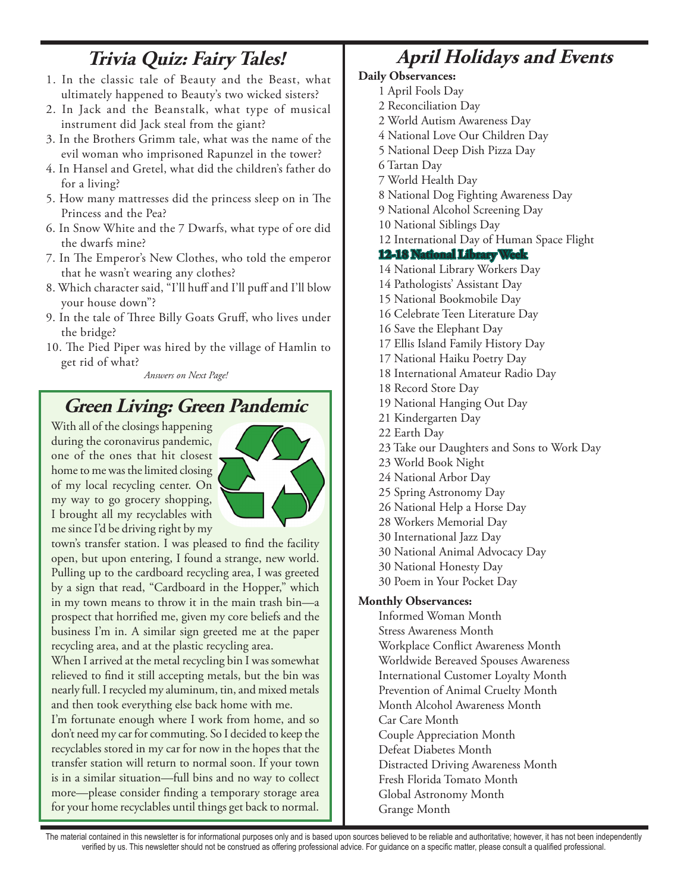## Trivia Quiz: Fairy Tales!

1. In the classic tale of Beauty and the Beast, what ultimately happened to Beauty's two wicked sisters?
2. In Jack and the Beanstalk, what type of musical instrument did Jack steal from the giant?
3. In the Brothers Grimm tale, what was the name of the evil woman who imprisoned Rapunzel in the tower?
4. In Hansel and Gretel, what did the children's father do for a living?
5. How many mattresses did the princess sleep on in The Princess and the Pea?
6. In Snow White and the 7 Dwarfs, what type of ore did the dwarfs mine?
7. In The Emperor's New Clothes, who told the emperor that he wasn't wearing any clothes?
8. Which character said, "I'll huff and I'll puff and I'll blow your house down"?
9. In the tale of Three Billy Goats Gruff, who lives under the bridge?
10. The Pied Piper was hired by the village of Hamlin to get rid of what?

*Answers on Next Page!*

## Green Living: Green Pandemic

With all of the closings happening during the coronavirus pandemic, one of the ones that hit closest home to me was the limited closing of my local recycling center. On my way to go grocery shopping, I brought all my recyclables with me since I'd be driving right by my town's transfer station. I was pleased to find the facility open, but upon entering, I found a strange, new world. Pulling up to the cardboard recycling area, I was greeted by a sign that read, "Cardboard in the Hopper," which in my town means to throw it in the main trash bin—a prospect that horrified me, given my core beliefs and the business I'm in. A similar sign greeted me at the paper recycling area, and at the plastic recycling area.

When I arrived at the metal recycling bin I was somewhat relieved to find it still accepting metals, but the bin was nearly full. I recycled my aluminum, tin, and mixed metals and then took everything else back home with me.

I'm fortunate enough where I work from home, and so don't need my car for commuting. So I decided to keep the recyclables stored in my car for now in the hopes that the transfer station will return to normal soon. If your town is in a similar situation—full bins and no way to collect more—please consider finding a temporary storage area for your home recyclables until things get back to normal.

## April Holidays and Events

**Daily Observances:**

1 April Fools Day
2 Reconciliation Day
2 World Autism Awareness Day
4 National Love Our Children Day
5 National Deep Dish Pizza Day
6 Tartan Day
7 World Health Day
8 National Dog Fighting Awareness Day
9 National Alcohol Screening Day
10 National Siblings Day
12 International Day of Human Space Flight
**12-18 National Library Week**
14 National Library Workers Day
14 Pathologists' Assistant Day
15 National Bookmobile Day
16 Celebrate Teen Literature Day
16 Save the Elephant Day
17 Ellis Island Family History Day
17 National Haiku Poetry Day
18 International Amateur Radio Day
18 Record Store Day
19 National Hanging Out Day
21 Kindergarten Day
22 Earth Day
23 Take our Daughters and Sons to Work Day
23 World Book Night
24 National Arbor Day
25 Spring Astronomy Day
26 National Help a Horse Day
28 Workers Memorial Day
30 International Jazz Day
30 National Animal Advocacy Day
30 National Honesty Day
30 Poem in Your Pocket Day

**Monthly Observances:**

Informed Woman Month
Stress Awareness Month
Workplace Conflict Awareness Month
Worldwide Bereaved Spouses Awareness
International Customer Loyalty Month
Prevention of Animal Cruelty Month
Month Alcohol Awareness Month
Car Care Month
Couple Appreciation Month
Defeat Diabetes Month
Distracted Driving Awareness Month
Fresh Florida Tomato Month
Global Astronomy Month
Grange Month

The material contained in this newsletter is for informational purposes only and is based upon sources believed to be reliable and authoritative; however, it has not been independently verified by us. This newsletter should not be construed as offering professional advice. For guidance on a specific matter, please consult a qualified professional.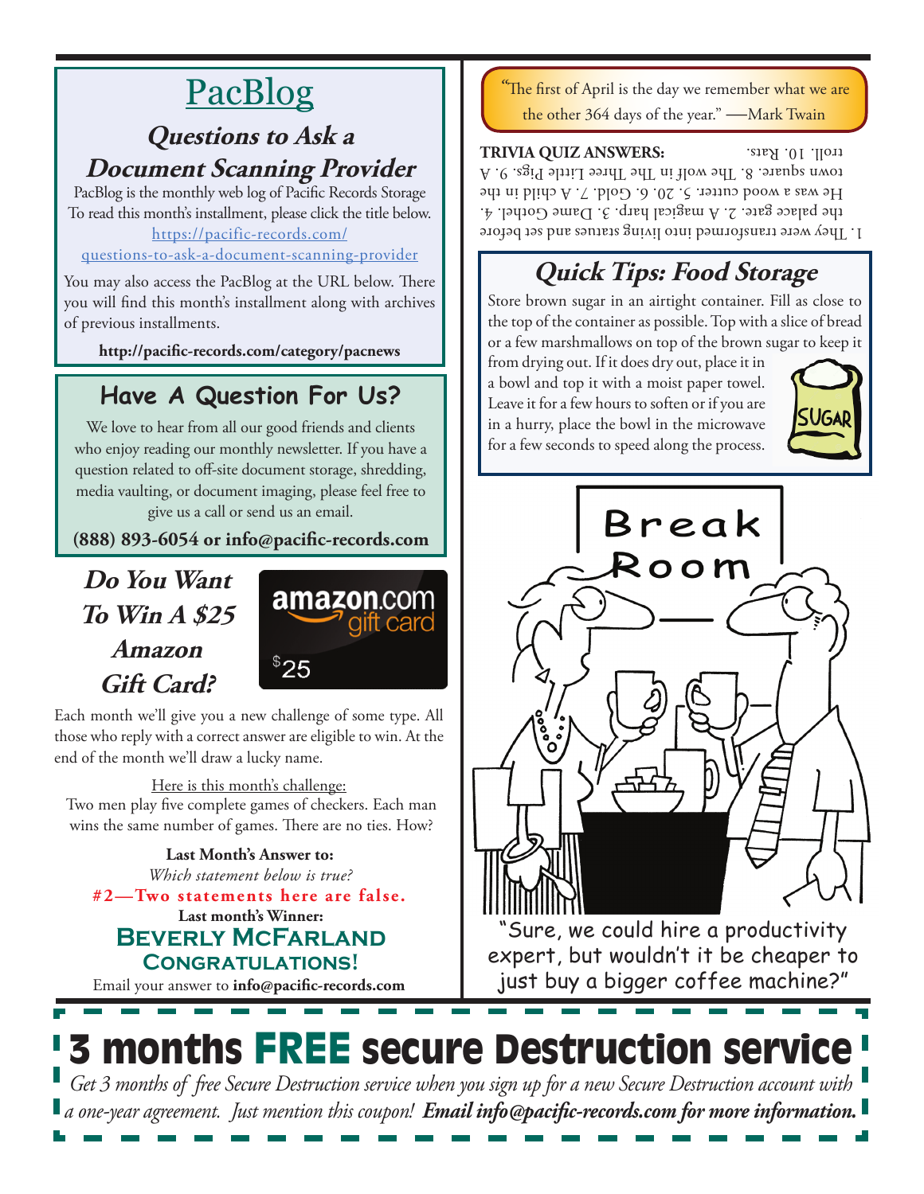# PacBlog

## Questions to Ask a Document Scanning Provider

PacBlog is the monthly web log of Pacific Records Storage To read this month's installment, please click the title below.

https://pacific-records.com/questions-to-ask-a-document-scanning-provider

You may also access the PacBlog at the URL below. There you will find this month's installment along with archives of previous installments.

**http://pacific-records.com/category/pacnews**

## Have A Question For Us?

We love to hear from all our good friends and clients who enjoy reading our monthly newsletter. If you have a question related to off-site document storage, shredding, media vaulting, or document imaging, please feel free to give us a call or send us an email.

**(888) 893-6054 or info@pacific-records.com**

## *Do You Want To Win A $25 Amazon Gift Card?*

Each month we'll give you a new challenge of some type. All those who reply with a correct answer are eligible to win. At the end of the month we'll draw a lucky name.

Here is this month's challenge:
Two men play five complete games of checkers. Each man wins the same number of games. There are no ties. How?

**Last Month's Answer to:**
*Which statement below is true?*
**#2—Two statements here are false.**

**Last month's Winner:**
**Beverly McFarland**
**Congratulations!**

Email your answer to **info@pacific-records.com**

"The first of April is the day we remember what we are the other 364 days of the year." —Mark Twain

**TRIVIA QUIZ ANSWERS:** 1. They were transformed into living statues and set before the palace gate. 2. A magical harp. 3. Dame Gothel. 4. He was a wood cutter. 5. 20. 6. Gold. 7. A child in the town square. 8. The wolf in The Three Little Pigs. 9. A troll. 10. Rats.

## *Quick Tips: Food Storage*

Store brown sugar in an airtight container. Fill as close to the top of the container as possible. Top with a slice of bread or a few marshmallows on top of the brown sugar to keep it from drying out. If it does dry out, place it in a bowl and top it with a moist paper towel. Leave it for a few hours to soften or if you are in a hurry, place the bowl in the microwave for a few seconds to speed along the process.

"Sure, we could hire a productivity expert, but wouldn't it be cheaper to just buy a bigger coffee machine?"

# 3 months FREE secure Destruction service

*Get 3 months of free Secure Destruction service when you sign up for a new Secure Destruction account with a one-year agreement. Just mention this coupon!* ***Email info@pacific-records.com for more information.***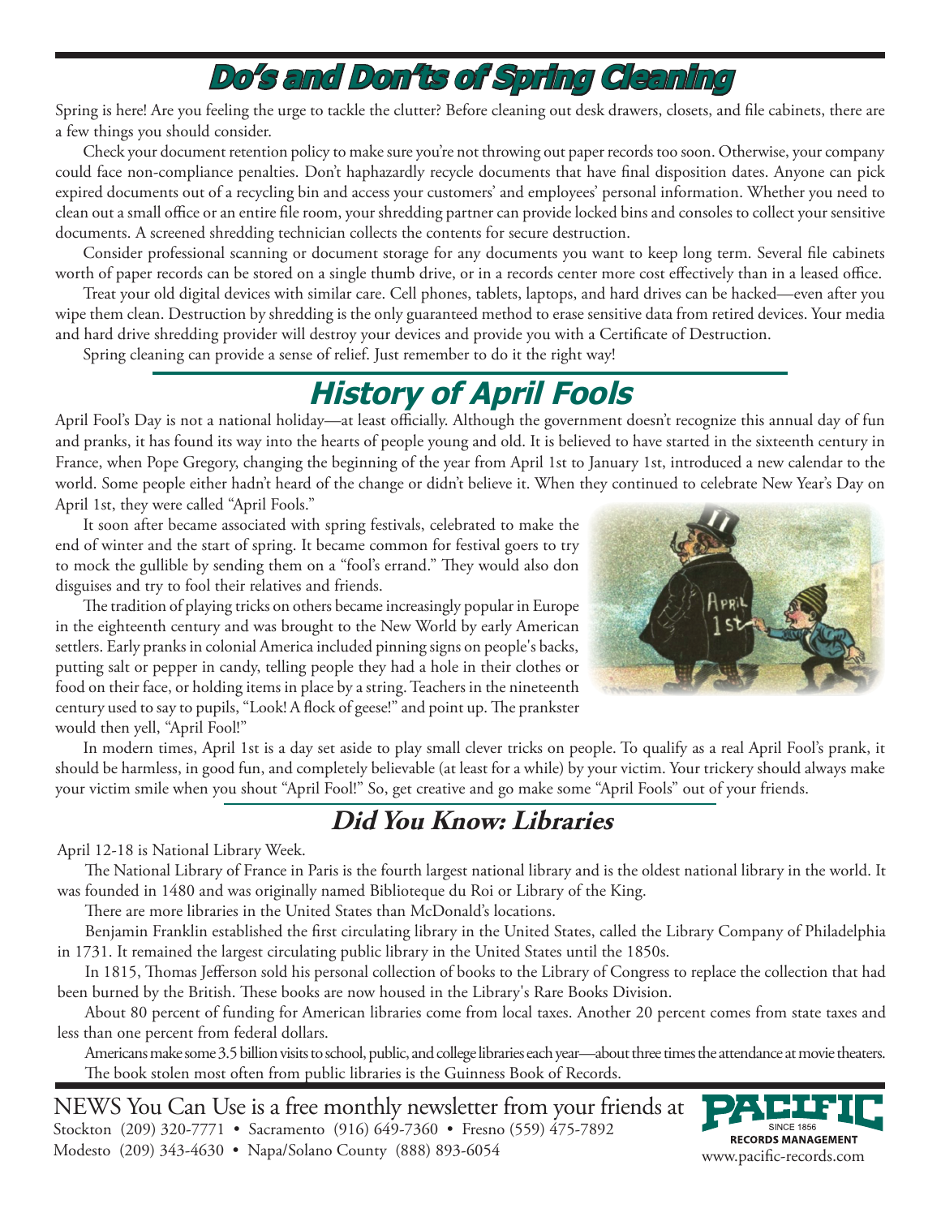# Do's and Don'ts of Spring Cleaning

Spring is here! Are you feeling the urge to tackle the clutter? Before cleaning out desk drawers, closets, and file cabinets, there are a few things you should consider.

Check your document retention policy to make sure you're not throwing out paper records too soon. Otherwise, your company could face non-compliance penalties. Don't haphazardly recycle documents that have final disposition dates. Anyone can pick expired documents out of a recycling bin and access your customers' and employees' personal information. Whether you need to clean out a small office or an entire file room, your shredding partner can provide locked bins and consoles to collect your sensitive documents. A screened shredding technician collects the contents for secure destruction.

Consider professional scanning or document storage for any documents you want to keep long term. Several file cabinets worth of paper records can be stored on a single thumb drive, or in a records center more cost effectively than in a leased office.

Treat your old digital devices with similar care. Cell phones, tablets, laptops, and hard drives can be hacked—even after you wipe them clean. Destruction by shredding is the only guaranteed method to erase sensitive data from retired devices. Your media and hard drive shredding provider will destroy your devices and provide you with a Certificate of Destruction.

Spring cleaning can provide a sense of relief. Just remember to do it the right way!

# History of April Fools

April Fool's Day is not a national holiday—at least officially. Although the government doesn't recognize this annual day of fun and pranks, it has found its way into the hearts of people young and old. It is believed to have started in the sixteenth century in France, when Pope Gregory, changing the beginning of the year from April 1st to January 1st, introduced a new calendar to the world. Some people either hadn't heard of the change or didn't believe it. When they continued to celebrate New Year's Day on April 1st, they were called "April Fools."

It soon after became associated with spring festivals, celebrated to make the end of winter and the start of spring. It became common for festival goers to try to mock the gullible by sending them on a "fool's errand." They would also don disguises and try to fool their relatives and friends.

The tradition of playing tricks on others became increasingly popular in Europe in the eighteenth century and was brought to the New World by early American settlers. Early pranks in colonial America included pinning signs on people's backs, putting salt or pepper in candy, telling people they had a hole in their clothes or food on their face, or holding items in place by a string. Teachers in the nineteenth century used to say to pupils, "Look! A flock of geese!" and point up. The prankster would then yell, "April Fool!"

In modern times, April 1st is a day set aside to play small clever tricks on people. To qualify as a real April Fool's prank, it should be harmless, in good fun, and completely believable (at least for a while) by your victim. Your trickery should always make your victim smile when you shout "April Fool!" So, get creative and go make some "April Fools" out of your friends.

## *Did You Know: Libraries*

April 12-18 is National Library Week.

The National Library of France in Paris is the fourth largest national library and is the oldest national library in the world. It was founded in 1480 and was originally named Biblioteque du Roi or Library of the King.

There are more libraries in the United States than McDonald's locations.

Benjamin Franklin established the first circulating library in the United States, called the Library Company of Philadelphia in 1731. It remained the largest circulating public library in the United States until the 1850s.

In 1815, Thomas Jefferson sold his personal collection of books to the Library of Congress to replace the collection that had been burned by the British. These books are now housed in the Library's Rare Books Division.

About 80 percent of funding for American libraries come from local taxes. Another 20 percent comes from state taxes and less than one percent from federal dollars.

Americans make some 3.5 billion visits to school, public, and college libraries each year—about three times the attendance at movie theaters.

The book stolen most often from public libraries is the Guinness Book of Records.

NEWS You Can Use is a free monthly newsletter from your friends at

Stockton (209) 320-7771 • Sacramento (916) 649-7360 • Fresno (559) 475-7892
Modesto (209) 343-4630 • Napa/Solano County (888) 893-6054

PACIFIC
SINCE 1856
RECORDS MANAGEMENT
www.pacific-records.com